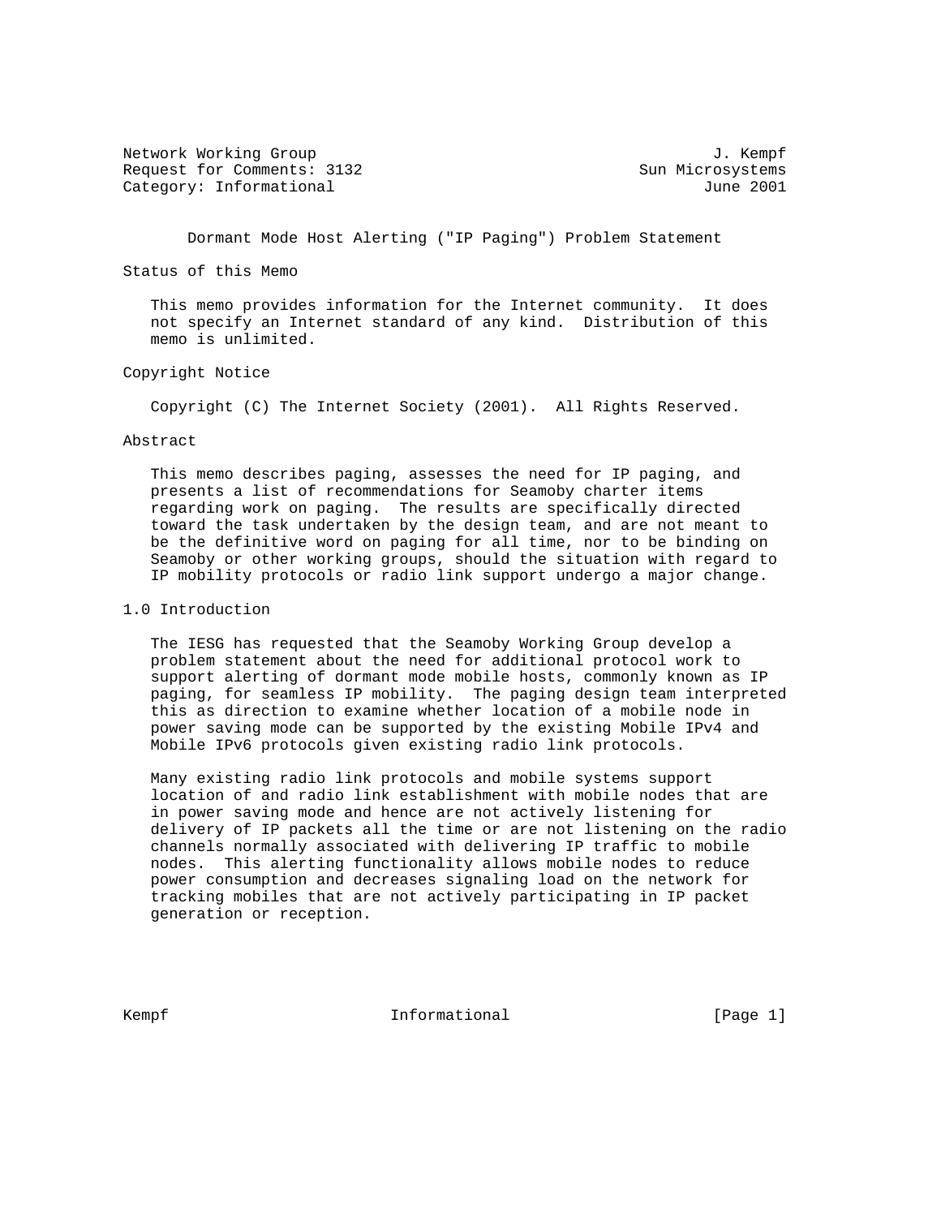Network Working Group J. Kempf
Request for Comments: 3132 Sun Microsystems
Category: Informational June 2001

# Dormant Mode Host Alerting ("IP Paging") Problem Statement

## Status of this Memo

This memo provides information for the Internet community. It does not specify an Internet standard of any kind. Distribution of this memo is unlimited.

## Copyright Notice

Copyright (C) The Internet Society (2001). All Rights Reserved.

## Abstract

This memo describes paging, assesses the need for IP paging, and presents a list of recommendations for Seamoby charter items regarding work on paging. The results are specifically directed toward the task undertaken by the design team, and are not meant to be the definitive word on paging for all time, nor to be binding on Seamoby or other working groups, should the situation with regard to IP mobility protocols or radio link support undergo a major change.

## 1.0 Introduction

The IESG has requested that the Seamoby Working Group develop a problem statement about the need for additional protocol work to support alerting of dormant mode mobile hosts, commonly known as IP paging, for seamless IP mobility. The paging design team interpreted this as direction to examine whether location of a mobile node in power saving mode can be supported by the existing Mobile IPv4 and Mobile IPv6 protocols given existing radio link protocols.

Many existing radio link protocols and mobile systems support location of and radio link establishment with mobile nodes that are in power saving mode and hence are not actively listening for delivery of IP packets all the time or are not listening on the radio channels normally associated with delivering IP traffic to mobile nodes. This alerting functionality allows mobile nodes to reduce power consumption and decreases signaling load on the network for tracking mobiles that are not actively participating in IP packet generation or reception.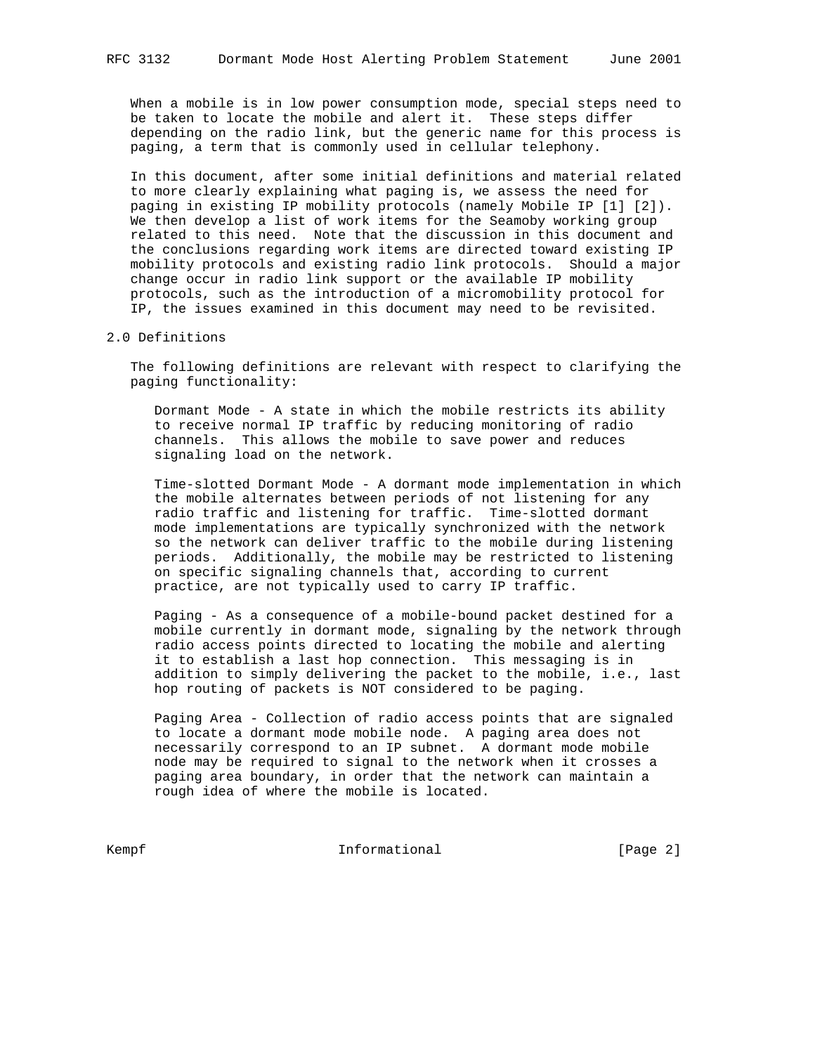When a mobile is in low power consumption mode, special steps need to be taken to locate the mobile and alert it. These steps differ depending on the radio link, but the generic name for this process is paging, a term that is commonly used in cellular telephony.

In this document, after some initial definitions and material related to more clearly explaining what paging is, we assess the need for paging in existing IP mobility protocols (namely Mobile IP [1] [2]). We then develop a list of work items for the Seamoby working group related to this need. Note that the discussion in this document and the conclusions regarding work items are directed toward existing IP mobility protocols and existing radio link protocols. Should a major change occur in radio link support or the available IP mobility protocols, such as the introduction of a micromobility protocol for IP, the issues examined in this document may need to be revisited.

## 2.0 Definitions

The following definitions are relevant with respect to clarifying the paging functionality:

Dormant Mode - A state in which the mobile restricts its ability to receive normal IP traffic by reducing monitoring of radio channels. This allows the mobile to save power and reduces signaling load on the network.

Time-slotted Dormant Mode - A dormant mode implementation in which the mobile alternates between periods of not listening for any radio traffic and listening for traffic. Time-slotted dormant mode implementations are typically synchronized with the network so the network can deliver traffic to the mobile during listening periods. Additionally, the mobile may be restricted to listening on specific signaling channels that, according to current practice, are not typically used to carry IP traffic.

Paging - As a consequence of a mobile-bound packet destined for a mobile currently in dormant mode, signaling by the network through radio access points directed to locating the mobile and alerting it to establish a last hop connection. This messaging is in addition to simply delivering the packet to the mobile, i.e., last hop routing of packets is NOT considered to be paging.

Paging Area - Collection of radio access points that are signaled to locate a dormant mode mobile node. A paging area does not necessarily correspond to an IP subnet. A dormant mode mobile node may be required to signal to the network when it crosses a paging area boundary, in order that the network can maintain a rough idea of where the mobile is located.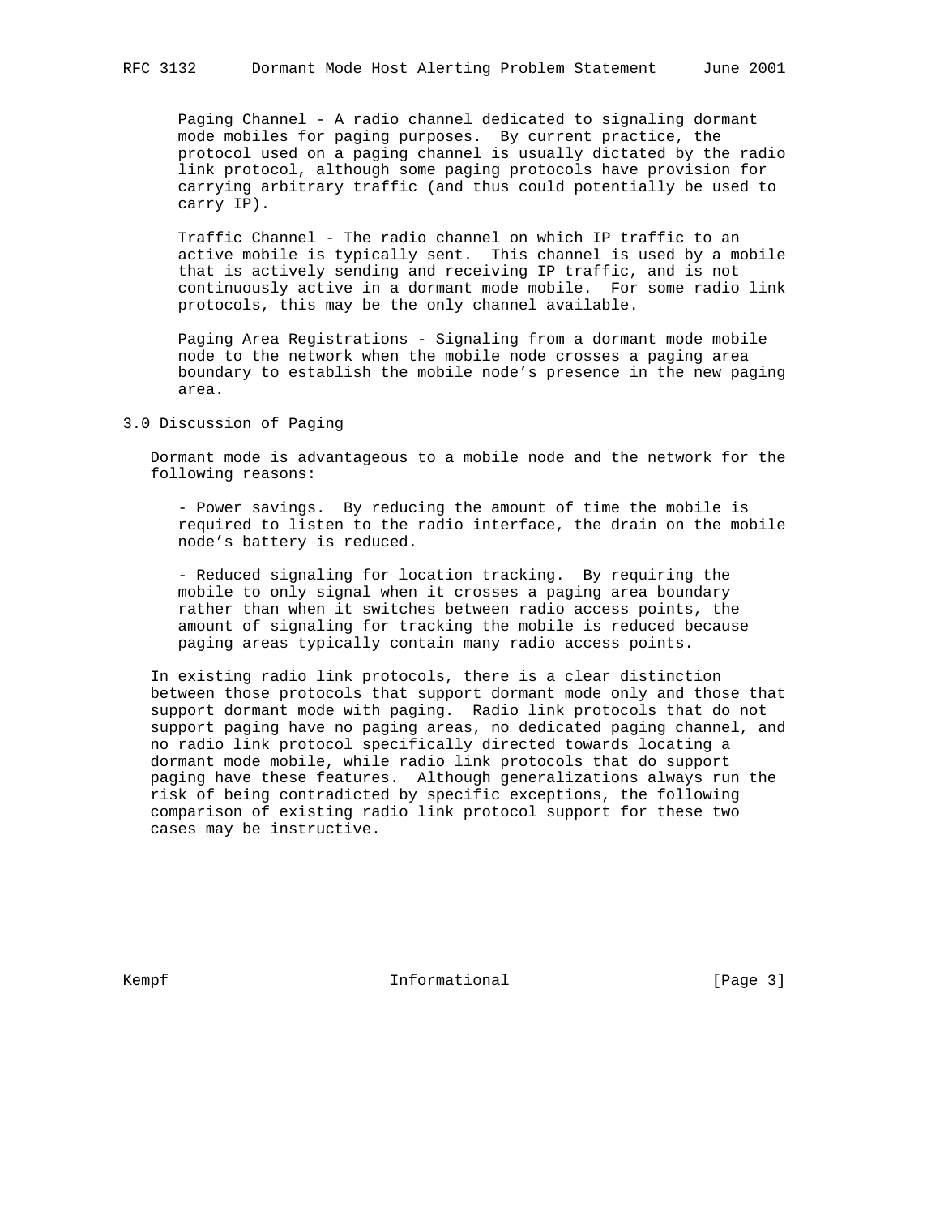Paging Channel - A radio channel dedicated to signaling dormant mode mobiles for paging purposes. By current practice, the protocol used on a paging channel is usually dictated by the radio link protocol, although some paging protocols have provision for carrying arbitrary traffic (and thus could potentially be used to carry IP).

Traffic Channel - The radio channel on which IP traffic to an active mobile is typically sent. This channel is used by a mobile that is actively sending and receiving IP traffic, and is not continuously active in a dormant mode mobile. For some radio link protocols, this may be the only channel available.

Paging Area Registrations - Signaling from a dormant mode mobile node to the network when the mobile node crosses a paging area boundary to establish the mobile node's presence in the new paging area.

## 3.0 Discussion of Paging

Dormant mode is advantageous to a mobile node and the network for the following reasons:

- Power savings. By reducing the amount of time the mobile is required to listen to the radio interface, the drain on the mobile node's battery is reduced.

- Reduced signaling for location tracking. By requiring the mobile to only signal when it crosses a paging area boundary rather than when it switches between radio access points, the amount of signaling for tracking the mobile is reduced because paging areas typically contain many radio access points.

In existing radio link protocols, there is a clear distinction between those protocols that support dormant mode only and those that support dormant mode with paging. Radio link protocols that do not support paging have no paging areas, no dedicated paging channel, and no radio link protocol specifically directed towards locating a dormant mode mobile, while radio link protocols that do support paging have these features. Although generalizations always run the risk of being contradicted by specific exceptions, the following comparison of existing radio link protocol support for these two cases may be instructive.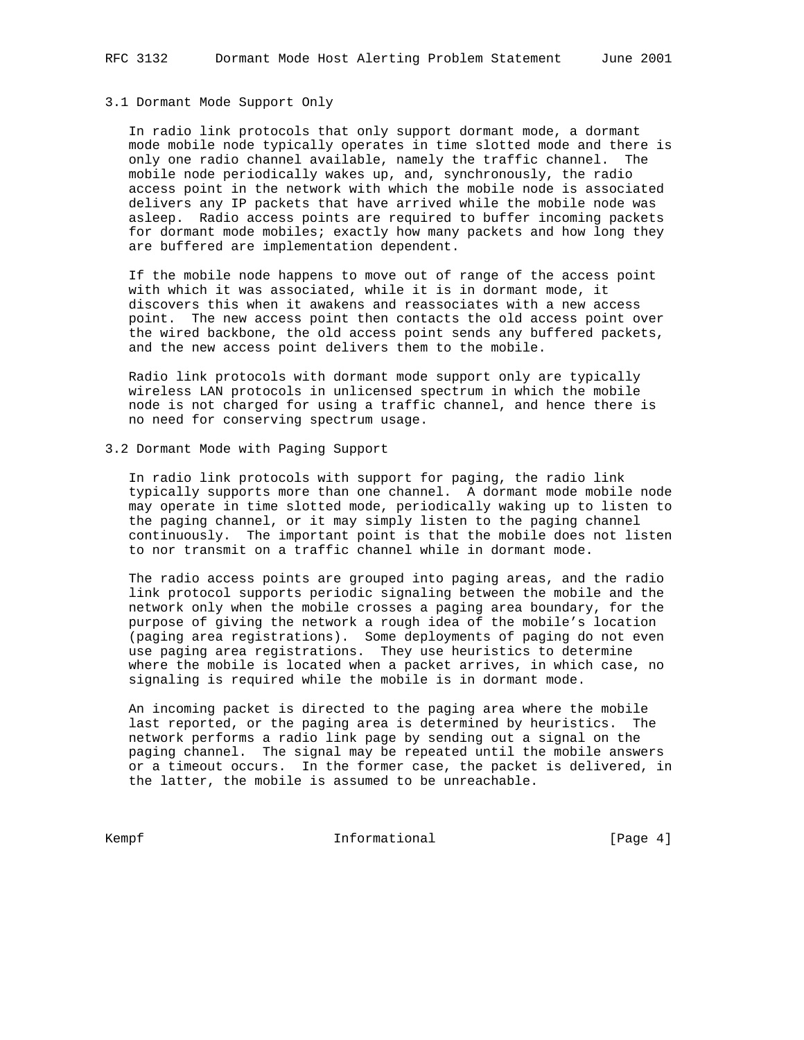### 3.1 Dormant Mode Support Only

In radio link protocols that only support dormant mode, a dormant mode mobile node typically operates in time slotted mode and there is only one radio channel available, namely the traffic channel. The mobile node periodically wakes up, and, synchronously, the radio access point in the network with which the mobile node is associated delivers any IP packets that have arrived while the mobile node was asleep. Radio access points are required to buffer incoming packets for dormant mode mobiles; exactly how many packets and how long they are buffered are implementation dependent.

If the mobile node happens to move out of range of the access point with which it was associated, while it is in dormant mode, it discovers this when it awakens and reassociates with a new access point. The new access point then contacts the old access point over the wired backbone, the old access point sends any buffered packets, and the new access point delivers them to the mobile.

Radio link protocols with dormant mode support only are typically wireless LAN protocols in unlicensed spectrum in which the mobile node is not charged for using a traffic channel, and hence there is no need for conserving spectrum usage.

### 3.2 Dormant Mode with Paging Support

In radio link protocols with support for paging, the radio link typically supports more than one channel. A dormant mode mobile node may operate in time slotted mode, periodically waking up to listen to the paging channel, or it may simply listen to the paging channel continuously. The important point is that the mobile does not listen to nor transmit on a traffic channel while in dormant mode.

The radio access points are grouped into paging areas, and the radio link protocol supports periodic signaling between the mobile and the network only when the mobile crosses a paging area boundary, for the purpose of giving the network a rough idea of the mobile's location (paging area registrations). Some deployments of paging do not even use paging area registrations. They use heuristics to determine where the mobile is located when a packet arrives, in which case, no signaling is required while the mobile is in dormant mode.

An incoming packet is directed to the paging area where the mobile last reported, or the paging area is determined by heuristics. The network performs a radio link page by sending out a signal on the paging channel. The signal may be repeated until the mobile answers or a timeout occurs. In the former case, the packet is delivered, in the latter, the mobile is assumed to be unreachable.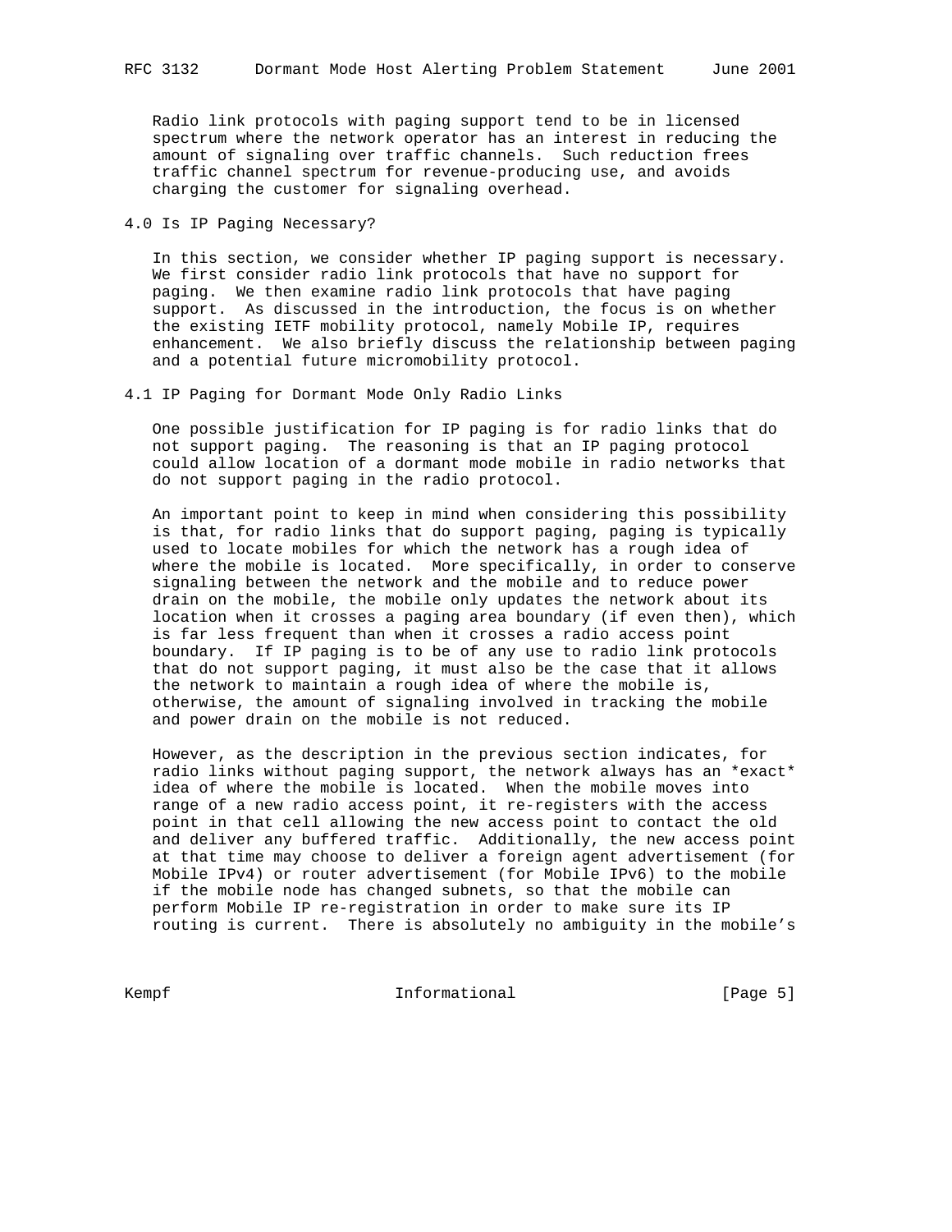Radio link protocols with paging support tend to be in licensed spectrum where the network operator has an interest in reducing the amount of signaling over traffic channels. Such reduction frees traffic channel spectrum for revenue-producing use, and avoids charging the customer for signaling overhead.

## 4.0 Is IP Paging Necessary?

In this section, we consider whether IP paging support is necessary. We first consider radio link protocols that have no support for paging. We then examine radio link protocols that have paging support. As discussed in the introduction, the focus is on whether the existing IETF mobility protocol, namely Mobile IP, requires enhancement. We also briefly discuss the relationship between paging and a potential future micromobility protocol.

### 4.1 IP Paging for Dormant Mode Only Radio Links

One possible justification for IP paging is for radio links that do not support paging. The reasoning is that an IP paging protocol could allow location of a dormant mode mobile in radio networks that do not support paging in the radio protocol.

An important point to keep in mind when considering this possibility is that, for radio links that do support paging, paging is typically used to locate mobiles for which the network has a rough idea of where the mobile is located. More specifically, in order to conserve signaling between the network and the mobile and to reduce power drain on the mobile, the mobile only updates the network about its location when it crosses a paging area boundary (if even then), which is far less frequent than when it crosses a radio access point boundary. If IP paging is to be of any use to radio link protocols that do not support paging, it must also be the case that it allows the network to maintain a rough idea of where the mobile is, otherwise, the amount of signaling involved in tracking the mobile and power drain on the mobile is not reduced.

However, as the description in the previous section indicates, for radio links without paging support, the network always has an *exact* idea of where the mobile is located. When the mobile moves into range of a new radio access point, it re-registers with the access point in that cell allowing the new access point to contact the old and deliver any buffered traffic. Additionally, the new access point at that time may choose to deliver a foreign agent advertisement (for Mobile IPv4) or router advertisement (for Mobile IPv6) to the mobile if the mobile node has changed subnets, so that the mobile can perform Mobile IP re-registration in order to make sure its IP routing is current. There is absolutely no ambiguity in the mobile's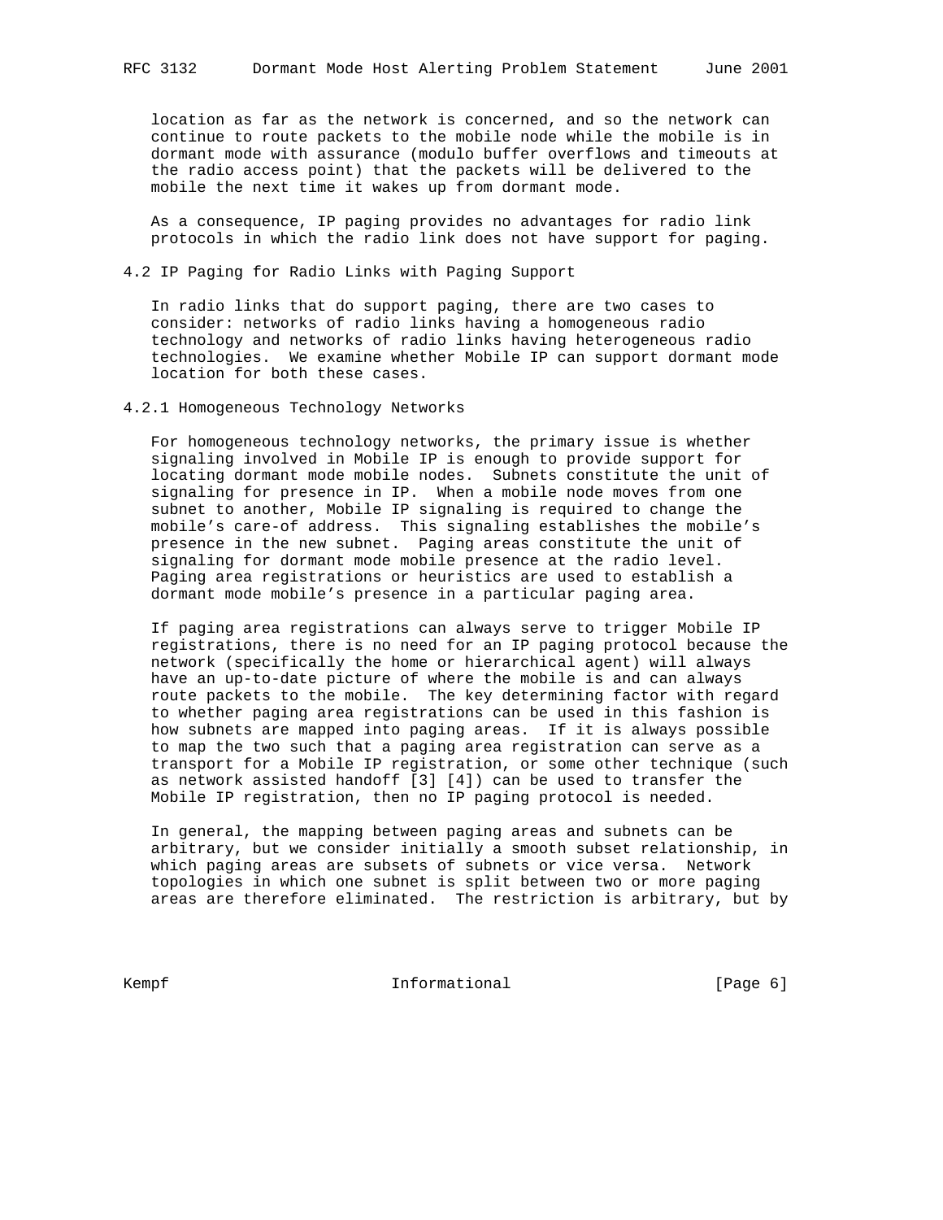location as far as the network is concerned, and so the network can continue to route packets to the mobile node while the mobile is in dormant mode with assurance (modulo buffer overflows and timeouts at the radio access point) that the packets will be delivered to the mobile the next time it wakes up from dormant mode.

As a consequence, IP paging provides no advantages for radio link protocols in which the radio link does not have support for paging.

### 4.2 IP Paging for Radio Links with Paging Support

In radio links that do support paging, there are two cases to consider: networks of radio links having a homogeneous radio technology and networks of radio links having heterogeneous radio technologies. We examine whether Mobile IP can support dormant mode location for both these cases.

#### 4.2.1 Homogeneous Technology Networks

For homogeneous technology networks, the primary issue is whether signaling involved in Mobile IP is enough to provide support for locating dormant mode mobile nodes. Subnets constitute the unit of signaling for presence in IP. When a mobile node moves from one subnet to another, Mobile IP signaling is required to change the mobile's care-of address. This signaling establishes the mobile's presence in the new subnet. Paging areas constitute the unit of signaling for dormant mode mobile presence at the radio level. Paging area registrations or heuristics are used to establish a dormant mode mobile's presence in a particular paging area.

If paging area registrations can always serve to trigger Mobile IP registrations, there is no need for an IP paging protocol because the network (specifically the home or hierarchical agent) will always have an up-to-date picture of where the mobile is and can always route packets to the mobile. The key determining factor with regard to whether paging area registrations can be used in this fashion is how subnets are mapped into paging areas. If it is always possible to map the two such that a paging area registration can serve as a transport for a Mobile IP registration, or some other technique (such as network assisted handoff [3] [4]) can be used to transfer the Mobile IP registration, then no IP paging protocol is needed.

In general, the mapping between paging areas and subnets can be arbitrary, but we consider initially a smooth subset relationship, in which paging areas are subsets of subnets or vice versa. Network topologies in which one subnet is split between two or more paging areas are therefore eliminated. The restriction is arbitrary, but by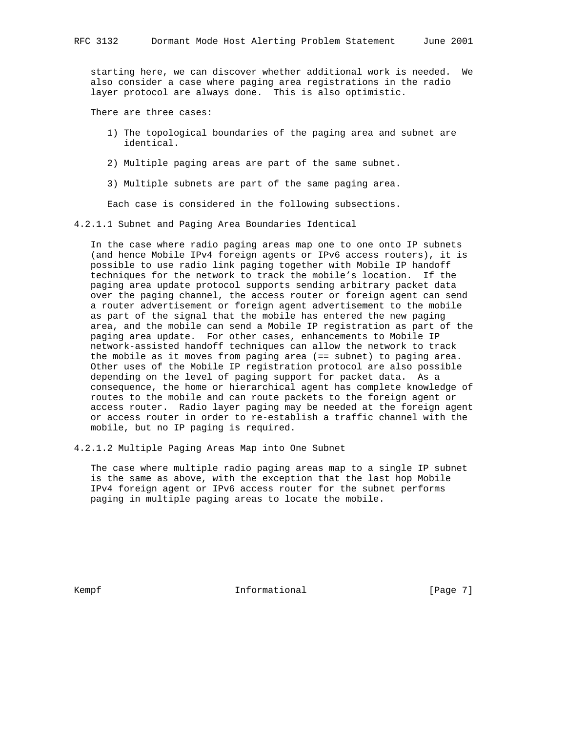starting here, we can discover whether additional work is needed. We also consider a case where paging area registrations in the radio layer protocol are always done. This is also optimistic.

There are three cases:

1) The topological boundaries of the paging area and subnet are identical.

2) Multiple paging areas are part of the same subnet.

3) Multiple subnets are part of the same paging area.

Each case is considered in the following subsections.

#### 4.2.1.1 Subnet and Paging Area Boundaries Identical

In the case where radio paging areas map one to one onto IP subnets (and hence Mobile IPv4 foreign agents or IPv6 access routers), it is possible to use radio link paging together with Mobile IP handoff techniques for the network to track the mobile's location. If the paging area update protocol supports sending arbitrary packet data over the paging channel, the access router or foreign agent can send a router advertisement or foreign agent advertisement to the mobile as part of the signal that the mobile has entered the new paging area, and the mobile can send a Mobile IP registration as part of the paging area update. For other cases, enhancements to Mobile IP network-assisted handoff techniques can allow the network to track the mobile as it moves from paging area (== subnet) to paging area. Other uses of the Mobile IP registration protocol are also possible depending on the level of paging support for packet data. As a consequence, the home or hierarchical agent has complete knowledge of routes to the mobile and can route packets to the foreign agent or access router. Radio layer paging may be needed at the foreign agent or access router in order to re-establish a traffic channel with the mobile, but no IP paging is required.

#### 4.2.1.2 Multiple Paging Areas Map into One Subnet

The case where multiple radio paging areas map to a single IP subnet is the same as above, with the exception that the last hop Mobile IPv4 foreign agent or IPv6 access router for the subnet performs paging in multiple paging areas to locate the mobile.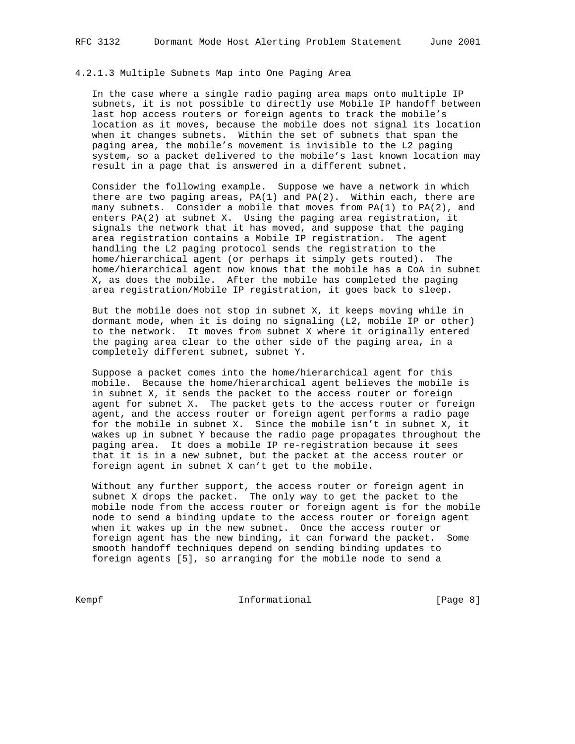#### 4.2.1.3 Multiple Subnets Map into One Paging Area

In the case where a single radio paging area maps onto multiple IP subnets, it is not possible to directly use Mobile IP handoff between last hop access routers or foreign agents to track the mobile's location as it moves, because the mobile does not signal its location when it changes subnets. Within the set of subnets that span the paging area, the mobile's movement is invisible to the L2 paging system, so a packet delivered to the mobile's last known location may result in a page that is answered in a different subnet.

Consider the following example. Suppose we have a network in which there are two paging areas, PA(1) and PA(2). Within each, there are many subnets. Consider a mobile that moves from PA(1) to PA(2), and enters PA(2) at subnet X. Using the paging area registration, it signals the network that it has moved, and suppose that the paging area registration contains a Mobile IP registration. The agent handling the L2 paging protocol sends the registration to the home/hierarchical agent (or perhaps it simply gets routed). The home/hierarchical agent now knows that the mobile has a CoA in subnet X, as does the mobile. After the mobile has completed the paging area registration/Mobile IP registration, it goes back to sleep.

But the mobile does not stop in subnet X, it keeps moving while in dormant mode, when it is doing no signaling (L2, mobile IP or other) to the network. It moves from subnet X where it originally entered the paging area clear to the other side of the paging area, in a completely different subnet, subnet Y.

Suppose a packet comes into the home/hierarchical agent for this mobile. Because the home/hierarchical agent believes the mobile is in subnet X, it sends the packet to the access router or foreign agent for subnet X. The packet gets to the access router or foreign agent, and the access router or foreign agent performs a radio page for the mobile in subnet X. Since the mobile isn't in subnet X, it wakes up in subnet Y because the radio page propagates throughout the paging area. It does a mobile IP re-registration because it sees that it is in a new subnet, but the packet at the access router or foreign agent in subnet X can't get to the mobile.

Without any further support, the access router or foreign agent in subnet X drops the packet. The only way to get the packet to the mobile node from the access router or foreign agent is for the mobile node to send a binding update to the access router or foreign agent when it wakes up in the new subnet. Once the access router or foreign agent has the new binding, it can forward the packet. Some smooth handoff techniques depend on sending binding updates to foreign agents [5], so arranging for the mobile node to send a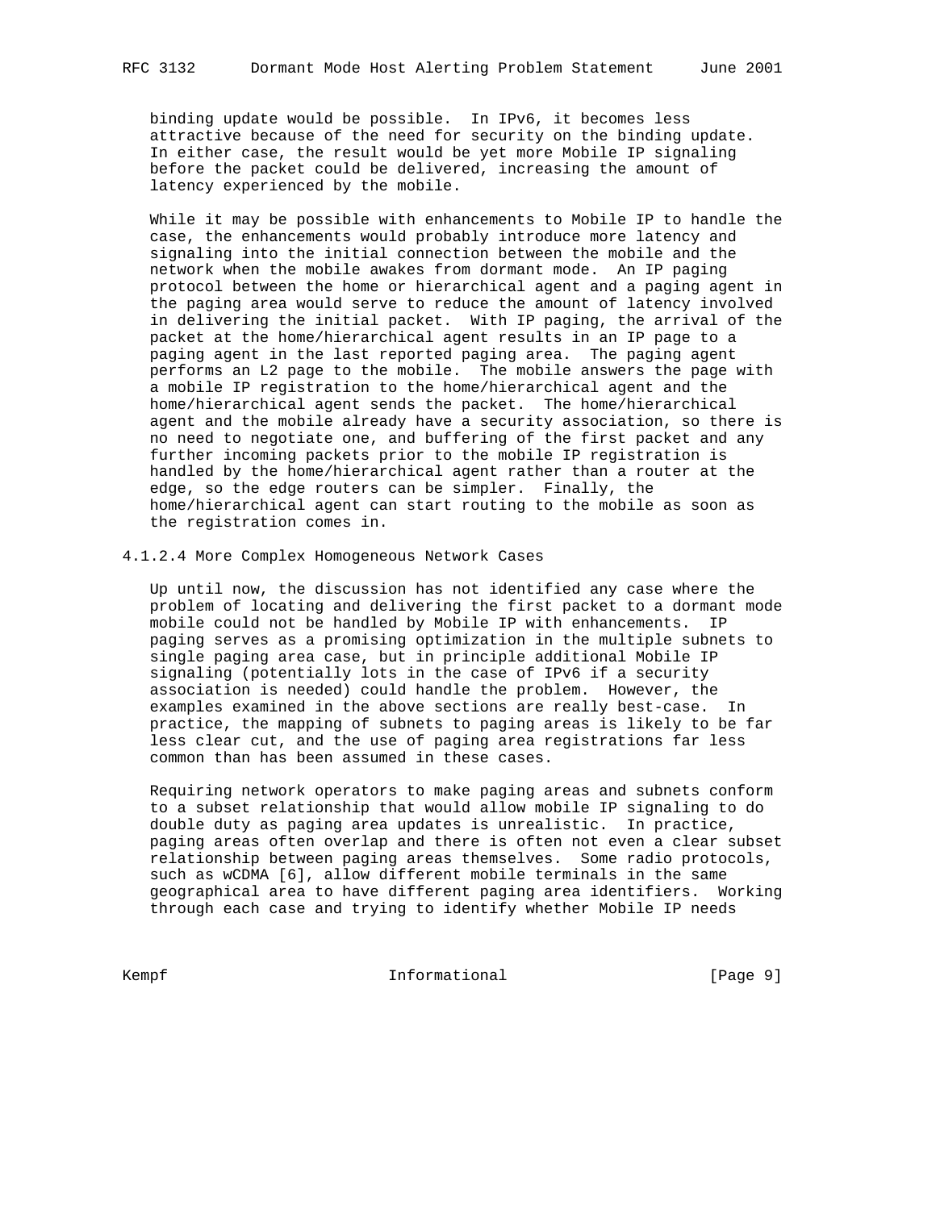binding update would be possible. In IPv6, it becomes less attractive because of the need for security on the binding update. In either case, the result would be yet more Mobile IP signaling before the packet could be delivered, increasing the amount of latency experienced by the mobile.

While it may be possible with enhancements to Mobile IP to handle the case, the enhancements would probably introduce more latency and signaling into the initial connection between the mobile and the network when the mobile awakes from dormant mode. An IP paging protocol between the home or hierarchical agent and a paging agent in the paging area would serve to reduce the amount of latency involved in delivering the initial packet. With IP paging, the arrival of the packet at the home/hierarchical agent results in an IP page to a paging agent in the last reported paging area. The paging agent performs an L2 page to the mobile. The mobile answers the page with a mobile IP registration to the home/hierarchical agent and the home/hierarchical agent sends the packet. The home/hierarchical agent and the mobile already have a security association, so there is no need to negotiate one, and buffering of the first packet and any further incoming packets prior to the mobile IP registration is handled by the home/hierarchical agent rather than a router at the edge, so the edge routers can be simpler. Finally, the home/hierarchical agent can start routing to the mobile as soon as the registration comes in.

#### 4.1.2.4 More Complex Homogeneous Network Cases

Up until now, the discussion has not identified any case where the problem of locating and delivering the first packet to a dormant mode mobile could not be handled by Mobile IP with enhancements. IP paging serves as a promising optimization in the multiple subnets to single paging area case, but in principle additional Mobile IP signaling (potentially lots in the case of IPv6 if a security association is needed) could handle the problem. However, the examples examined in the above sections are really best-case. In practice, the mapping of subnets to paging areas is likely to be far less clear cut, and the use of paging area registrations far less common than has been assumed in these cases.

Requiring network operators to make paging areas and subnets conform to a subset relationship that would allow mobile IP signaling to do double duty as paging area updates is unrealistic. In practice, paging areas often overlap and there is often not even a clear subset relationship between paging areas themselves. Some radio protocols, such as wCDMA [6], allow different mobile terminals in the same geographical area to have different paging area identifiers. Working through each case and trying to identify whether Mobile IP needs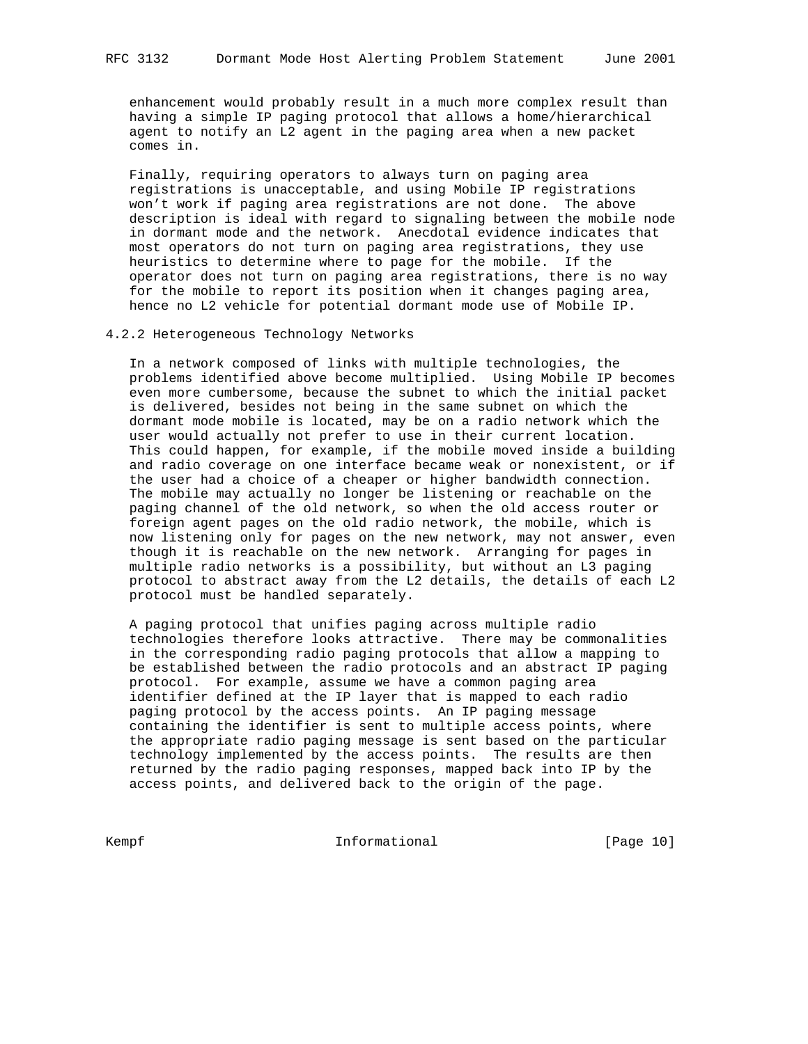enhancement would probably result in a much more complex result than having a simple IP paging protocol that allows a home/hierarchical agent to notify an L2 agent in the paging area when a new packet comes in.

Finally, requiring operators to always turn on paging area registrations is unacceptable, and using Mobile IP registrations won't work if paging area registrations are not done. The above description is ideal with regard to signaling between the mobile node in dormant mode and the network. Anecdotal evidence indicates that most operators do not turn on paging area registrations, they use heuristics to determine where to page for the mobile. If the operator does not turn on paging area registrations, there is no way for the mobile to report its position when it changes paging area, hence no L2 vehicle for potential dormant mode use of Mobile IP.

### 4.2.2 Heterogeneous Technology Networks

In a network composed of links with multiple technologies, the problems identified above become multiplied. Using Mobile IP becomes even more cumbersome, because the subnet to which the initial packet is delivered, besides not being in the same subnet on which the dormant mode mobile is located, may be on a radio network which the user would actually not prefer to use in their current location. This could happen, for example, if the mobile moved inside a building and radio coverage on one interface became weak or nonexistent, or if the user had a choice of a cheaper or higher bandwidth connection. The mobile may actually no longer be listening or reachable on the paging channel of the old network, so when the old access router or foreign agent pages on the old radio network, the mobile, which is now listening only for pages on the new network, may not answer, even though it is reachable on the new network. Arranging for pages in multiple radio networks is a possibility, but without an L3 paging protocol to abstract away from the L2 details, the details of each L2 protocol must be handled separately.

A paging protocol that unifies paging across multiple radio technologies therefore looks attractive. There may be commonalities in the corresponding radio paging protocols that allow a mapping to be established between the radio protocols and an abstract IP paging protocol. For example, assume we have a common paging area identifier defined at the IP layer that is mapped to each radio paging protocol by the access points. An IP paging message containing the identifier is sent to multiple access points, where the appropriate radio paging message is sent based on the particular technology implemented by the access points. The results are then returned by the radio paging responses, mapped back into IP by the access points, and delivered back to the origin of the page.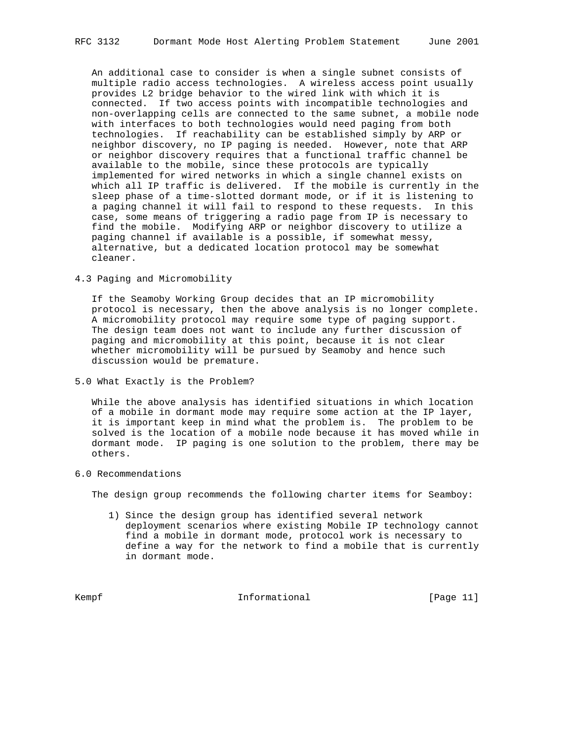An additional case to consider is when a single subnet consists of multiple radio access technologies. A wireless access point usually provides L2 bridge behavior to the wired link with which it is connected. If two access points with incompatible technologies and non-overlapping cells are connected to the same subnet, a mobile node with interfaces to both technologies would need paging from both technologies. If reachability can be established simply by ARP or neighbor discovery, no IP paging is needed. However, note that ARP or neighbor discovery requires that a functional traffic channel be available to the mobile, since these protocols are typically implemented for wired networks in which a single channel exists on which all IP traffic is delivered. If the mobile is currently in the sleep phase of a time-slotted dormant mode, or if it is listening to a paging channel it will fail to respond to these requests. In this case, some means of triggering a radio page from IP is necessary to find the mobile. Modifying ARP or neighbor discovery to utilize a paging channel if available is a possible, if somewhat messy, alternative, but a dedicated location protocol may be somewhat cleaner.

### 4.3 Paging and Micromobility

If the Seamoby Working Group decides that an IP micromobility protocol is necessary, then the above analysis is no longer complete. A micromobility protocol may require some type of paging support. The design team does not want to include any further discussion of paging and micromobility at this point, because it is not clear whether micromobility will be pursued by Seamoby and hence such discussion would be premature.

## 5.0 What Exactly is the Problem?

While the above analysis has identified situations in which location of a mobile in dormant mode may require some action at the IP layer, it is important keep in mind what the problem is. The problem to be solved is the location of a mobile node because it has moved while in dormant mode. IP paging is one solution to the problem, there may be others.

## 6.0 Recommendations

The design group recommends the following charter items for Seamboy:

1) Since the design group has identified several network deployment scenarios where existing Mobile IP technology cannot find a mobile in dormant mode, protocol work is necessary to define a way for the network to find a mobile that is currently in dormant mode.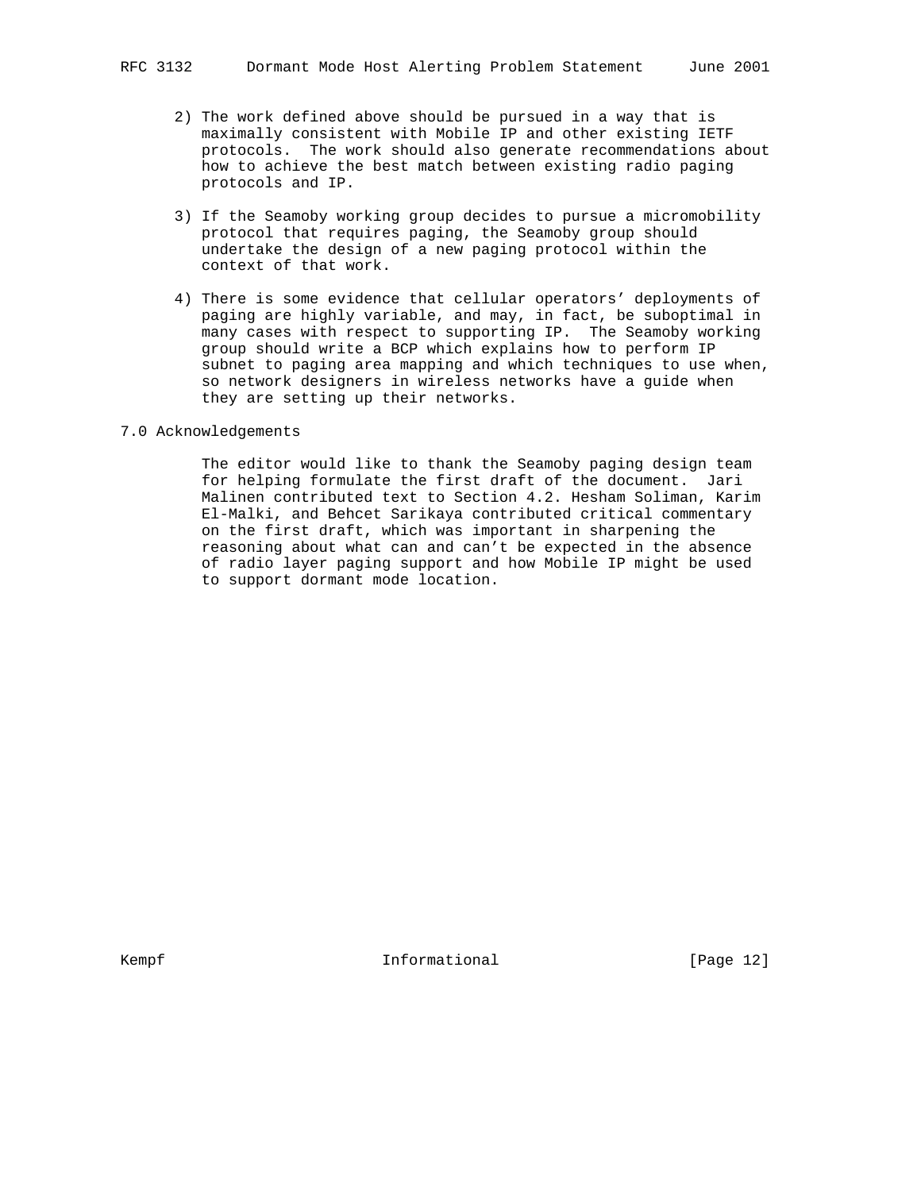2) The work defined above should be pursued in a way that is maximally consistent with Mobile IP and other existing IETF protocols. The work should also generate recommendations about how to achieve the best match between existing radio paging protocols and IP.

3) If the Seamoby working group decides to pursue a micromobility protocol that requires paging, the Seamoby group should undertake the design of a new paging protocol within the context of that work.

4) There is some evidence that cellular operators' deployments of paging are highly variable, and may, in fact, be suboptimal in many cases with respect to supporting IP. The Seamoby working group should write a BCP which explains how to perform IP subnet to paging area mapping and which techniques to use when, so network designers in wireless networks have a guide when they are setting up their networks.

## 7.0 Acknowledgements

The editor would like to thank the Seamoby paging design team for helping formulate the first draft of the document. Jari Malinen contributed text to Section 4.2. Hesham Soliman, Karim El-Malki, and Behcet Sarikaya contributed critical commentary on the first draft, which was important in sharpening the reasoning about what can and can't be expected in the absence of radio layer paging support and how Mobile IP might be used to support dormant mode location.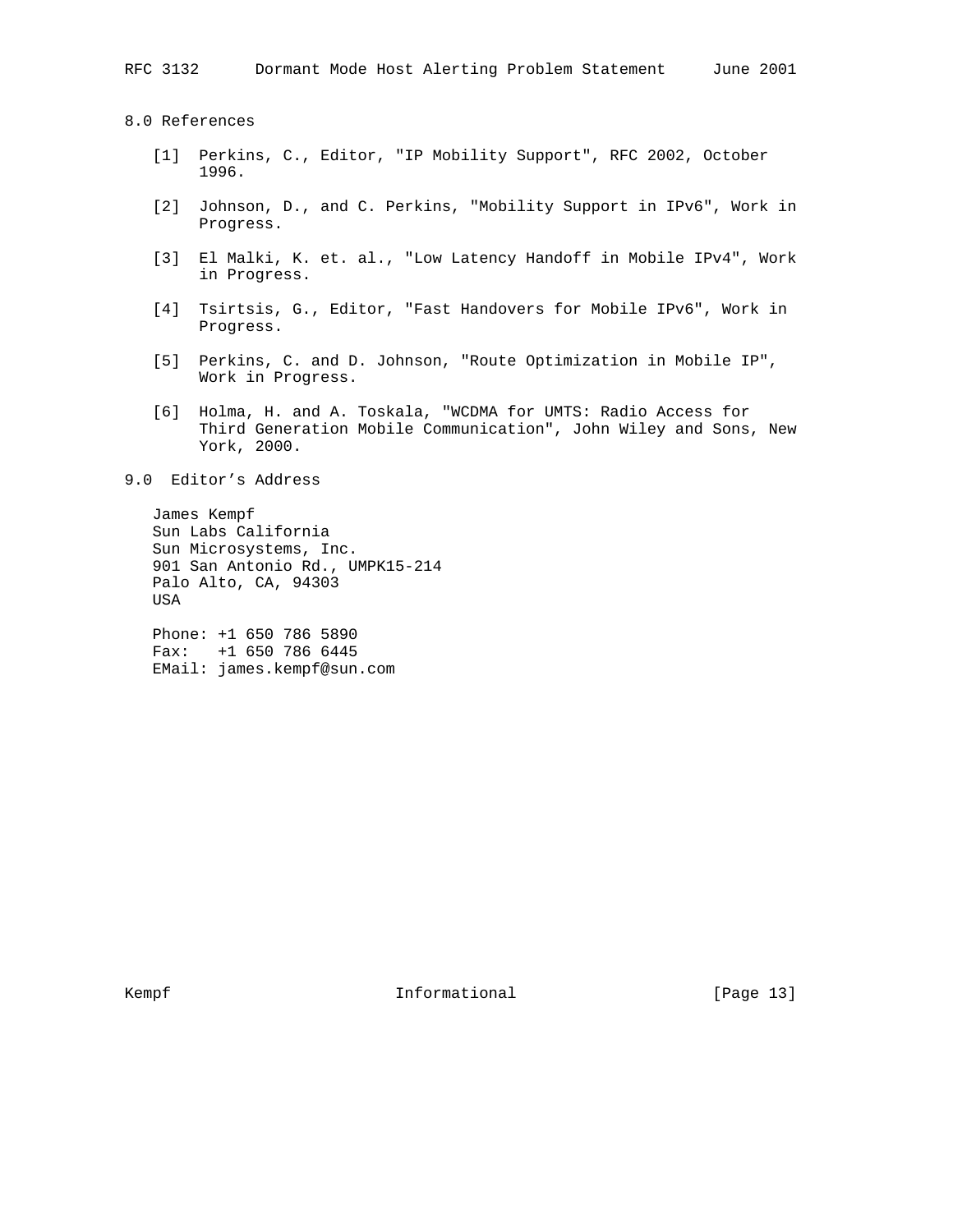## 8.0 References

[1] Perkins, C., Editor, "IP Mobility Support", RFC 2002, October 1996.

[2] Johnson, D., and C. Perkins, "Mobility Support in IPv6", Work in Progress.

[3] El Malki, K. et. al., "Low Latency Handoff in Mobile IPv4", Work in Progress.

[4] Tsirtsis, G., Editor, "Fast Handovers for Mobile IPv6", Work in Progress.

[5] Perkins, C. and D. Johnson, "Route Optimization in Mobile IP", Work in Progress.

[6] Holma, H. and A. Toskala, "WCDMA for UMTS: Radio Access for Third Generation Mobile Communication", John Wiley and Sons, New York, 2000.

## 9.0 Editor’s Address

James Kempf
Sun Labs California
Sun Microsystems, Inc.
901 San Antonio Rd., UMPK15-214
Palo Alto, CA, 94303
USA

Phone: +1 650 786 5890
Fax: +1 650 786 6445
EMail: james.kempf@sun.com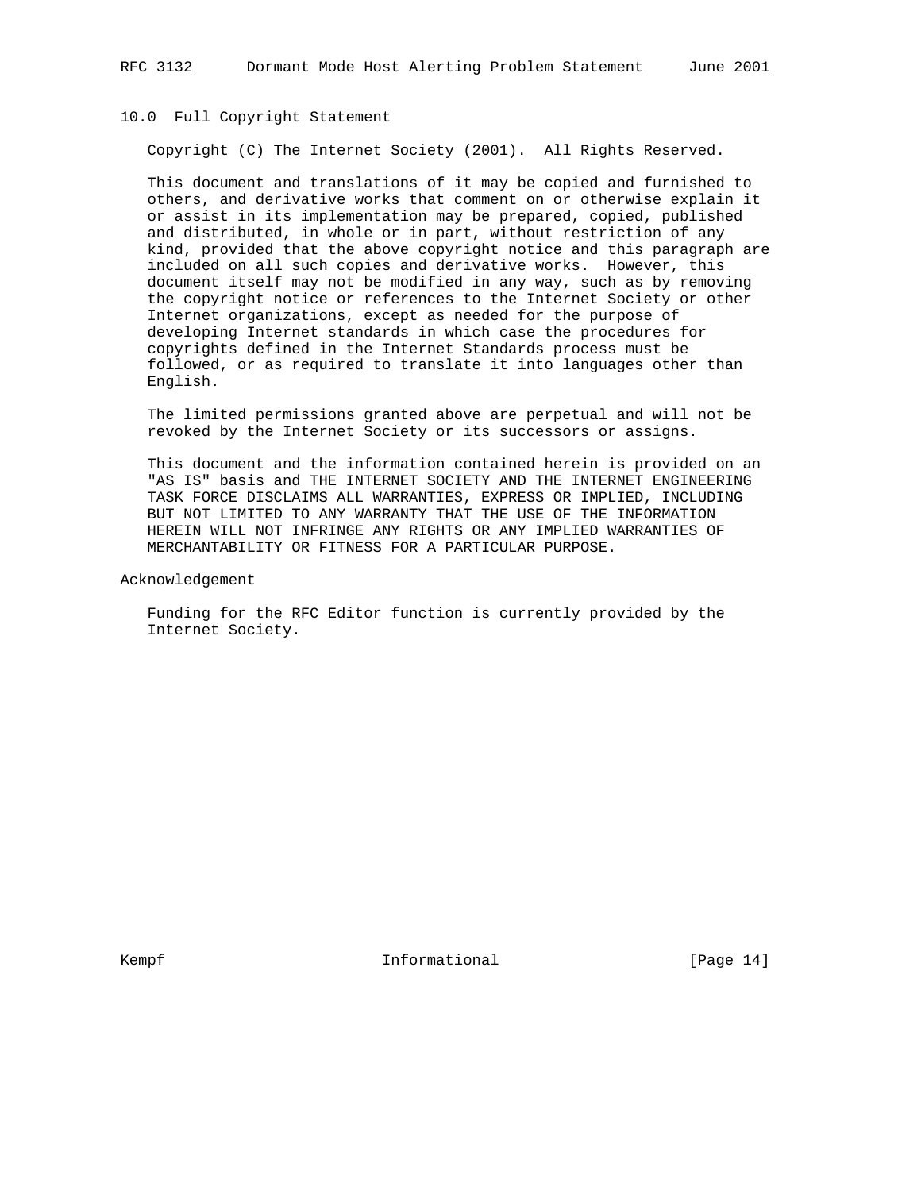## 10.0 Full Copyright Statement

Copyright (C) The Internet Society (2001). All Rights Reserved.

This document and translations of it may be copied and furnished to others, and derivative works that comment on or otherwise explain it or assist in its implementation may be prepared, copied, published and distributed, in whole or in part, without restriction of any kind, provided that the above copyright notice and this paragraph are included on all such copies and derivative works. However, this document itself may not be modified in any way, such as by removing the copyright notice or references to the Internet Society or other Internet organizations, except as needed for the purpose of developing Internet standards in which case the procedures for copyrights defined in the Internet Standards process must be followed, or as required to translate it into languages other than English.

The limited permissions granted above are perpetual and will not be revoked by the Internet Society or its successors or assigns.

This document and the information contained herein is provided on an "AS IS" basis and THE INTERNET SOCIETY AND THE INTERNET ENGINEERING TASK FORCE DISCLAIMS ALL WARRANTIES, EXPRESS OR IMPLIED, INCLUDING BUT NOT LIMITED TO ANY WARRANTY THAT THE USE OF THE INFORMATION HEREIN WILL NOT INFRINGE ANY RIGHTS OR ANY IMPLIED WARRANTIES OF MERCHANTABILITY OR FITNESS FOR A PARTICULAR PURPOSE.

## Acknowledgement

Funding for the RFC Editor function is currently provided by the Internet Society.